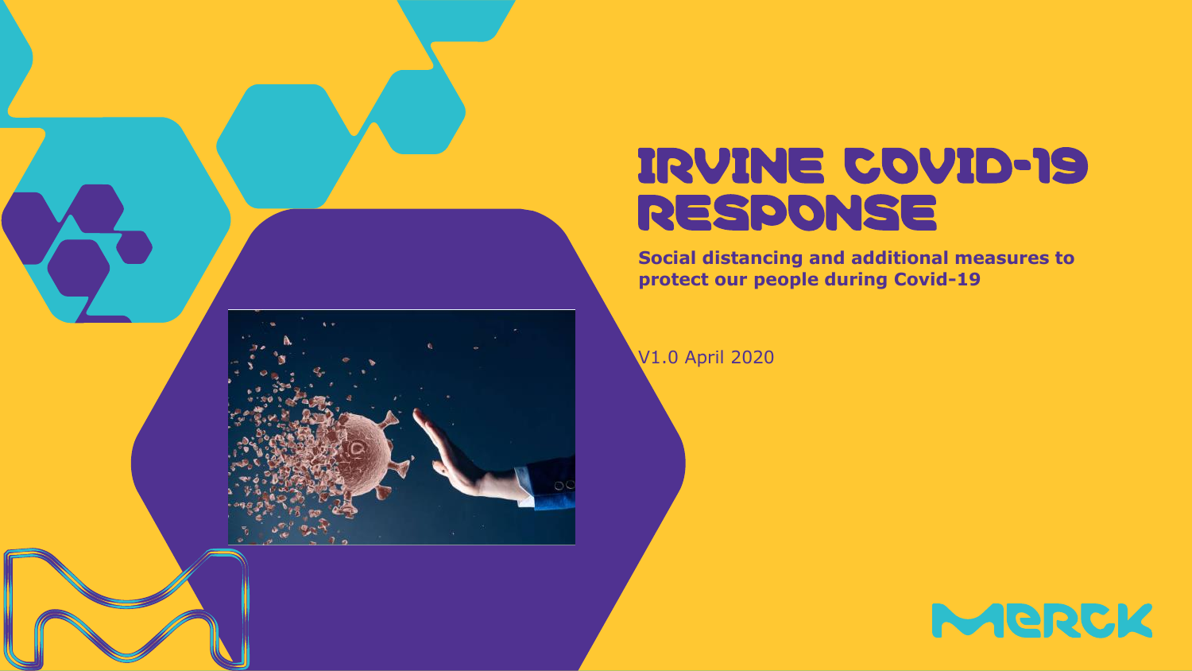# IRVINE COVID-19 RESPONSE

**Social distancing and additional measures to protect our people during Covid-19**

V1.0 April 2020

MERCK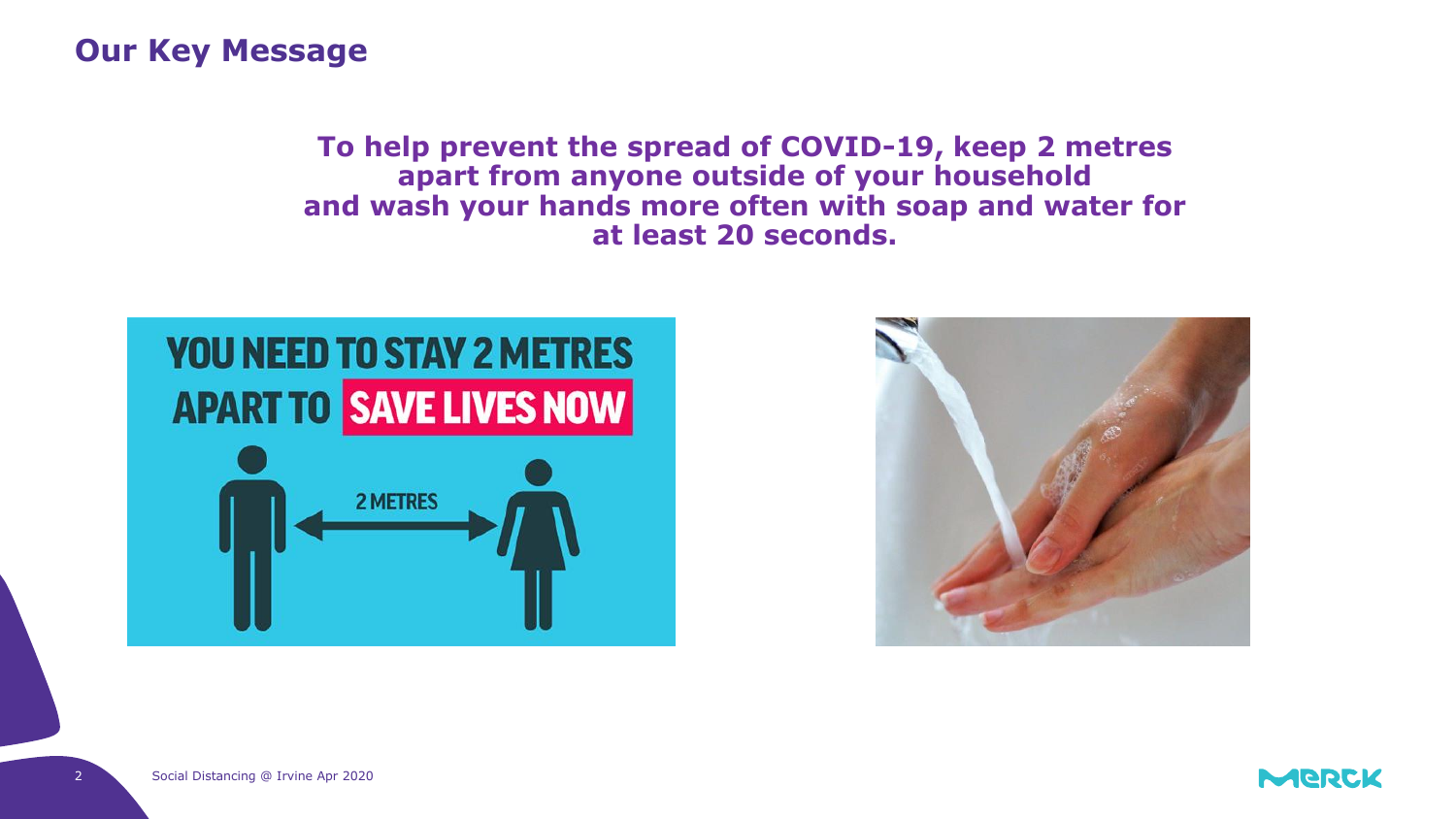## Our Key Message

**To help prevent the spread of COVID-19, keep 2 metres apart from anyone outside of your household and wash your hands more often with soap and water for at least 20 seconds.**

YOU NEED TO STAY 2 METRES APART TO SAVE LIVES NOW

2 METRES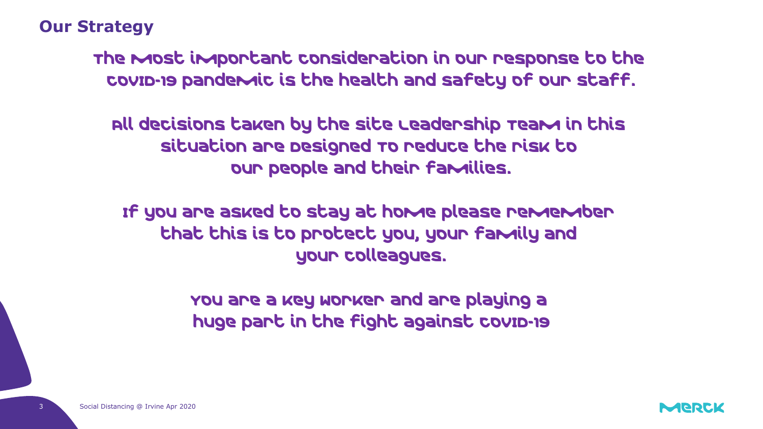## Our Strategy

The most important consideration in our response to the COVID-19 pandemic is the health and safety of our staff.

All decisions taken by the site Leadership Team in this situation are designed to reduce the risk to our people and their families.

If you are asked to stay at home please remember that this is to protect you, your family and your colleagues.

You are a key worker and are playing a huge part in the fight against COVID-19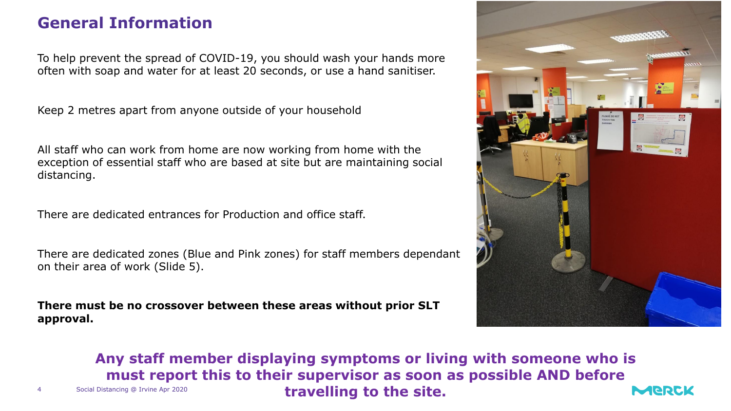# General Information

To help prevent the spread of COVID-19, you should wash your hands more often with soap and water for at least 20 seconds, or use a hand sanitiser.

Keep 2 metres apart from anyone outside of your household

All staff who can work from home are now working from home with the exception of essential staff who are based at site but are maintaining social distancing.

There are dedicated entrances for Production and office staff.

There are dedicated zones (Blue and Pink zones) for staff members dependant on their area of work (Slide 5).

**There must be no crossover between these areas without prior SLT approval.**

**Any staff member displaying symptoms or living with someone who is must report this to their supervisor as soon as possible AND before travelling to the site.**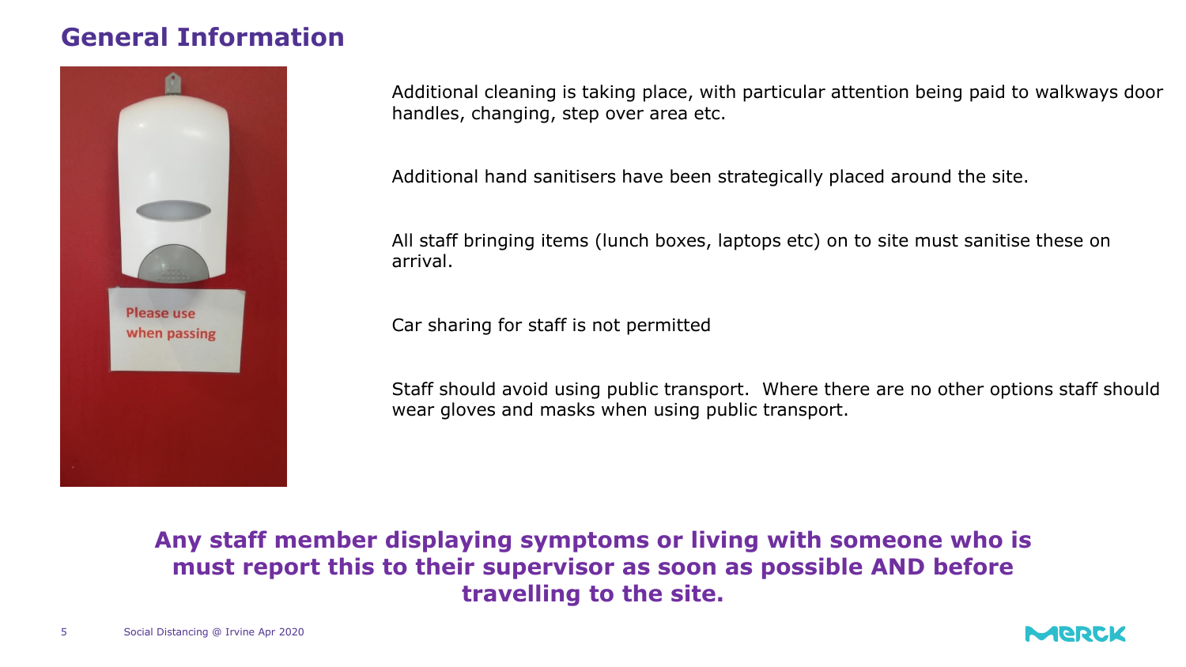# General Information

Additional cleaning is taking place, with particular attention being paid to walkways door handles, changing, step over area etc.

Additional hand sanitisers have been strategically placed around the site.

All staff bringing items (lunch boxes, laptops etc) on to site must sanitise these on arrival.

Car sharing for staff is not permitted

Staff should avoid using public transport. Where there are no other options staff should wear gloves and masks when using public transport.

**Any staff member displaying symptoms or living with someone who is must report this to their supervisor as soon as possible AND before travelling to the site.**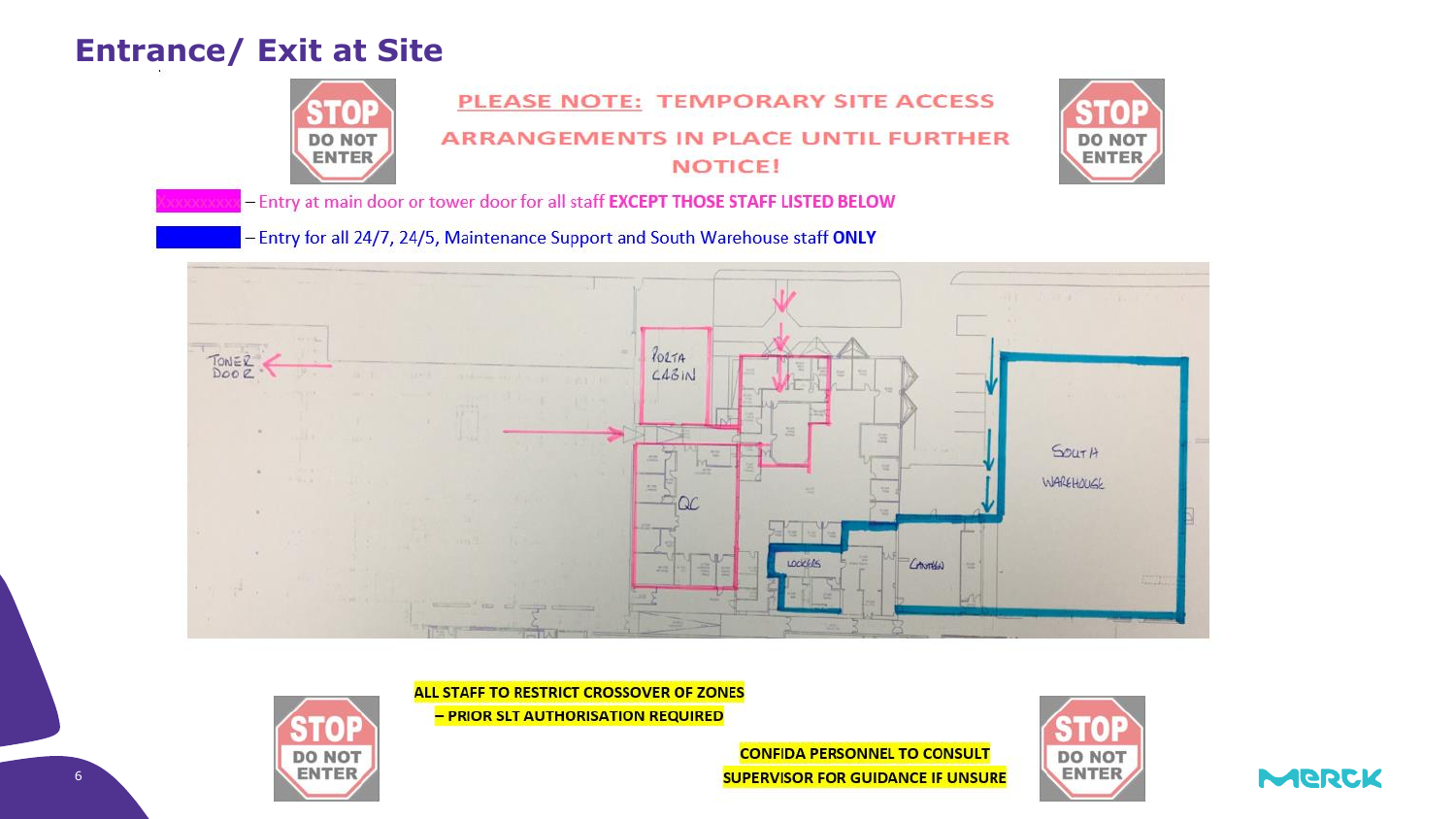# Entrance/ Exit at Site

STOP DO NOT ENTER

PLEASE NOTE: TEMPORARY SITE ACCESS ARRANGEMENTS IN PLACE UNTIL FURTHER NOTICE!

STOP DO NOT ENTER

– Entry at main door or tower door for all staff **EXCEPT THOSE STAFF LISTED BELOW**

– Entry for all 24/7, 24/5, Maintenance Support and South Warehouse staff **ONLY**

TOWER DOOR

PORTA CABIN

QC

LOCKERS

CANTEEN

SOUTH WAREHOUSE

STOP DO NOT ENTER

**ALL STAFF TO RESTRICT CROSSOVER OF ZONES – PRIOR SLT AUTHORISATION REQUIRED**

**CONFIDA PERSONNEL TO CONSULT SUPERVISOR FOR GUIDANCE IF UNSURE**

STOP DO NOT ENTER

MERCK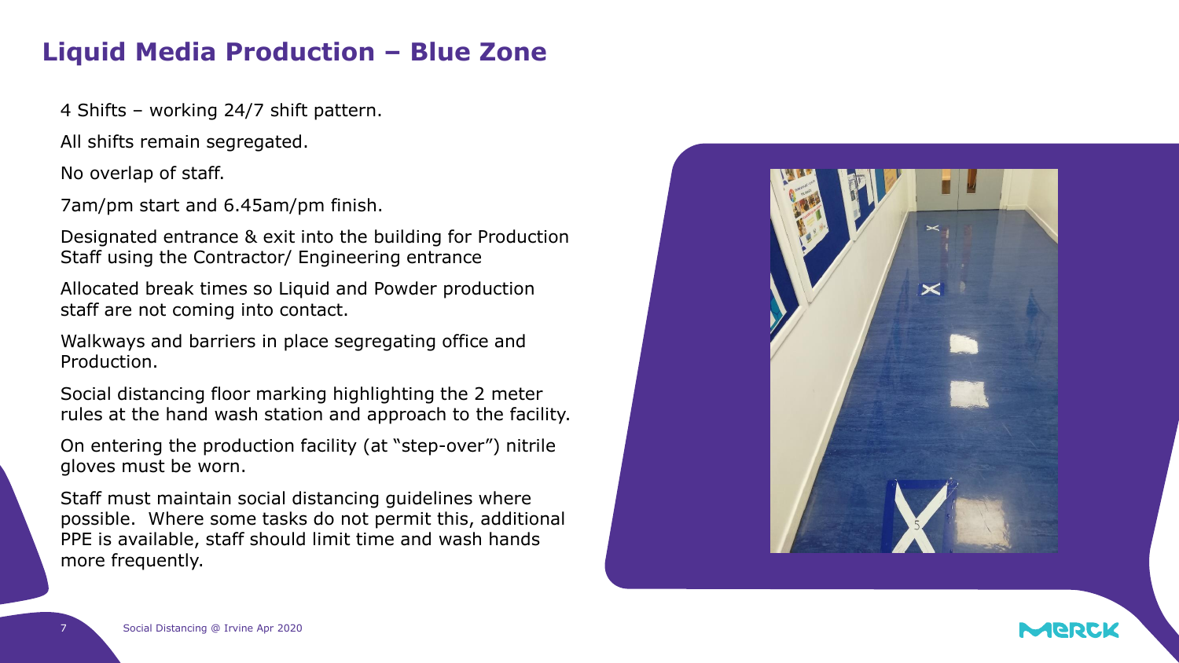## Liquid Media Production – Blue Zone

4 Shifts – working 24/7 shift pattern.

All shifts remain segregated.

No overlap of staff.

7am/pm start and 6.45am/pm finish.

Designated entrance & exit into the building for Production Staff using the Contractor/ Engineering entrance

Allocated break times so Liquid and Powder production staff are not coming into contact.

Walkways and barriers in place segregating office and Production.

Social distancing floor marking highlighting the 2 meter rules at the hand wash station and approach to the facility.

On entering the production facility (at "step-over") nitrile gloves must be worn.

Staff must maintain social distancing guidelines where possible. Where some tasks do not permit this, additional PPE is available, staff should limit time and wash hands more frequently.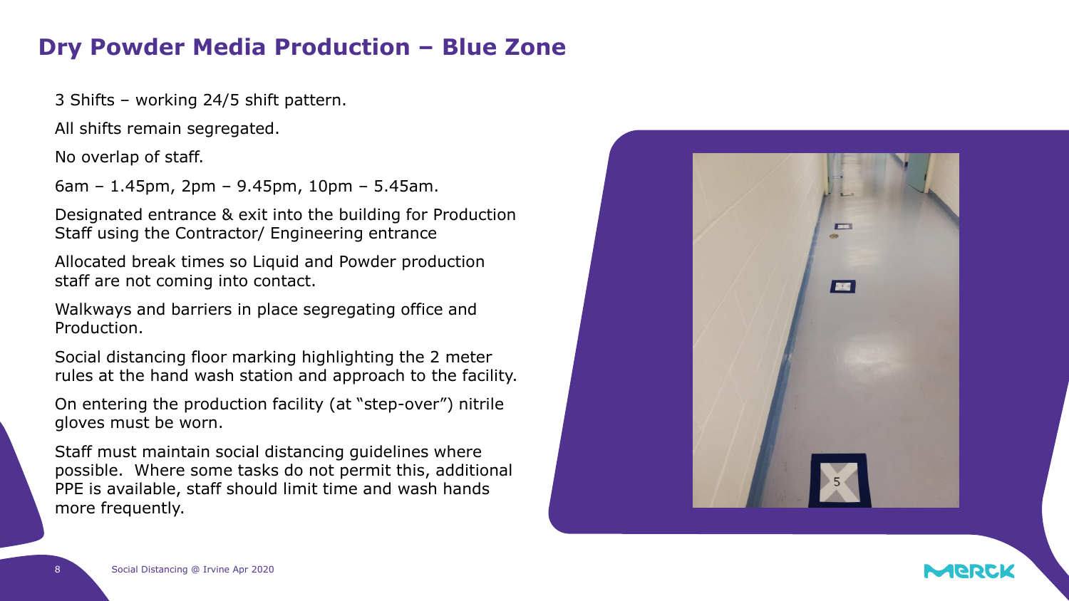# Dry Powder Media Production – Blue Zone

3 Shifts – working 24/5 shift pattern.

All shifts remain segregated.

No overlap of staff.

6am – 1.45pm, 2pm – 9.45pm, 10pm – 5.45am.

Designated entrance & exit into the building for Production Staff using the Contractor/ Engineering entrance

Allocated break times so Liquid and Powder production staff are not coming into contact.

Walkways and barriers in place segregating office and Production.

Social distancing floor marking highlighting the 2 meter rules at the hand wash station and approach to the facility.

On entering the production facility (at "step-over") nitrile gloves must be worn.

Staff must maintain social distancing guidelines where possible. Where some tasks do not permit this, additional PPE is available, staff should limit time and wash hands more frequently.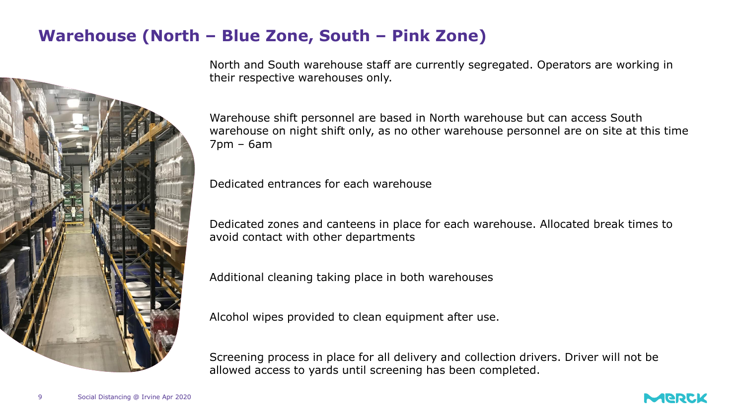# Warehouse (North – Blue Zone, South – Pink Zone)

North and South warehouse staff are currently segregated. Operators are working in their respective warehouses only.

Warehouse shift personnel are based in North warehouse but can access South warehouse on night shift only, as no other warehouse personnel are on site at this time 7pm – 6am

Dedicated entrances for each warehouse

Dedicated zones and canteens in place for each warehouse. Allocated break times to avoid contact with other departments

Additional cleaning taking place in both warehouses

Alcohol wipes provided to clean equipment after use.

Screening process in place for all delivery and collection drivers. Driver will not be allowed access to yards until screening has been completed.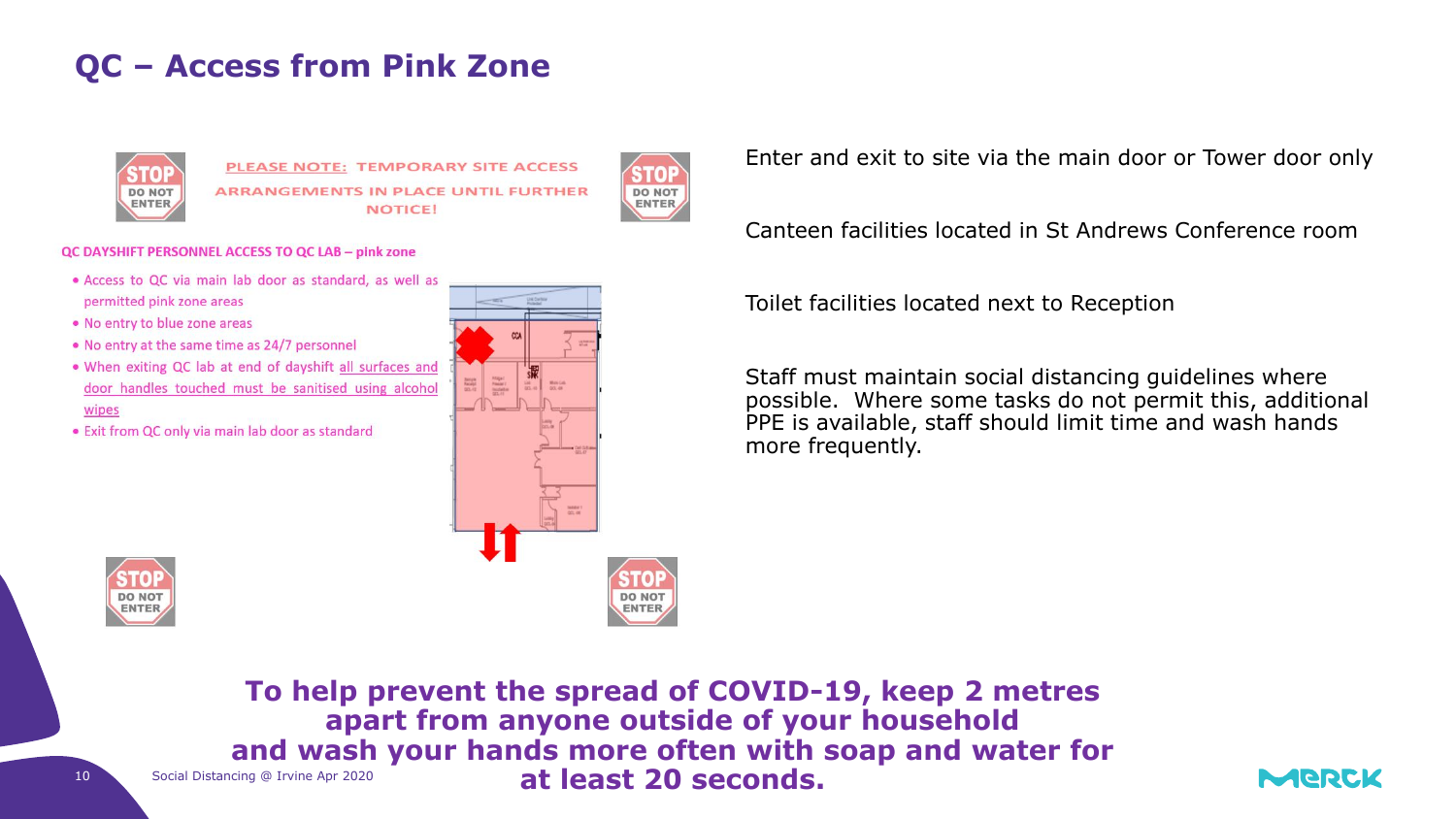# QC – Access from Pink Zone

STOP DO NOT ENTER

PLEASE NOTE: TEMPORARY SITE ACCESS ARRANGEMENTS IN PLACE UNTIL FURTHER NOTICE!

STOP DO NOT ENTER

**QC DAYSHIFT PERSONNEL ACCESS TO QC LAB – pink zone**

- Access to QC via main lab door as standard, as well as permitted pink zone areas
- No entry to blue zone areas
- No entry at the same time as 24/7 personnel
- When exiting QC lab at end of dayshift all surfaces and door handles touched must be sanitised using alcohol wipes
- Exit from QC only via main lab door as standard

STOP DO NOT ENTER

STOP DO NOT ENTER

Enter and exit to site via the main door or Tower door only

Canteen facilities located in St Andrews Conference room

Toilet facilities located next to Reception

Staff must maintain social distancing guidelines where possible. Where some tasks do not permit this, additional PPE is available, staff should limit time and wash hands more frequently.

**To help prevent the spread of COVID-19, keep 2 metres apart from anyone outside of your household and wash your hands more often with soap and water for at least 20 seconds.**

Social Distancing @ Irvine Apr 2020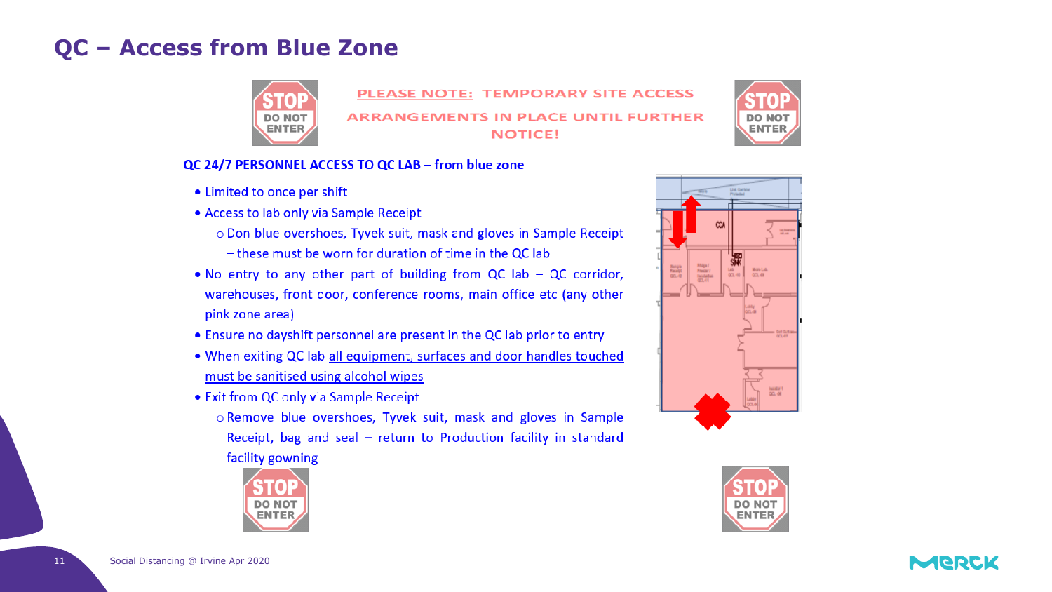# QC – Access from Blue Zone

PLEASE NOTE: TEMPORARY SITE ACCESS ARRANGEMENTS IN PLACE UNTIL FURTHER NOTICE!

**QC 24/7 PERSONNEL ACCESS TO QC LAB – from blue zone**

- Limited to once per shift
- Access to lab only via Sample Receipt
  - Don blue overshoes, Tyvek suit, mask and gloves in Sample Receipt – these must be worn for duration of time in the QC lab
- No entry to any other part of building from QC lab – QC corridor, warehouses, front door, conference rooms, main office etc (any other pink zone area)
- Ensure no dayshift personnel are present in the QC lab prior to entry
- When exiting QC lab all equipment, surfaces and door handles touched must be sanitised using alcohol wipes
- Exit from QC only via Sample Receipt
  - Remove blue overshoes, Tyvek suit, mask and gloves in Sample Receipt, bag and seal – return to Production facility in standard facility gowning

Social Distancing @ Irvine Apr 2020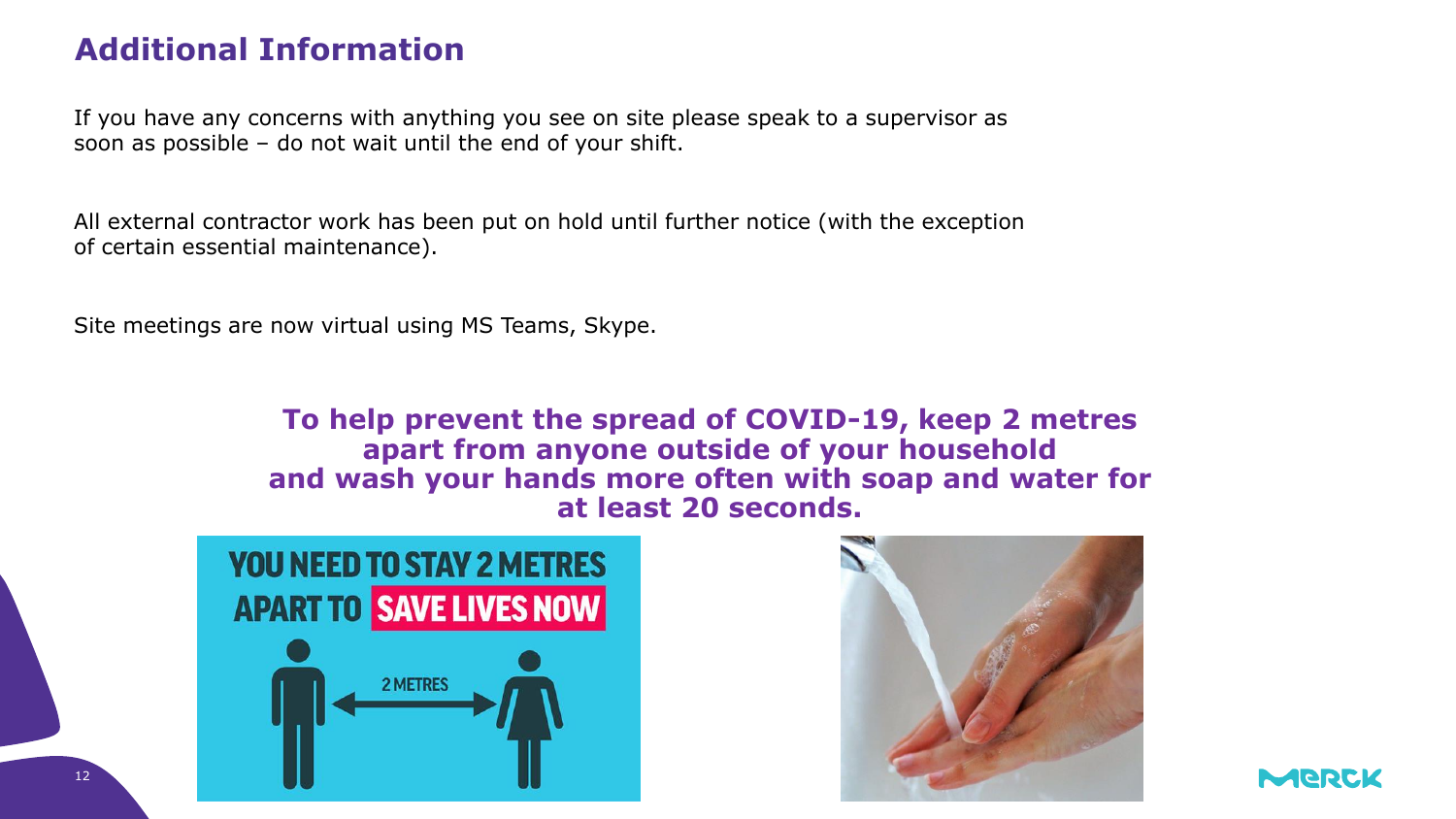## Additional Information

If you have any concerns with anything you see on site please speak to a supervisor as soon as possible – do not wait until the end of your shift.

All external contractor work has been put on hold until further notice (with the exception of certain essential maintenance).

Site meetings are now virtual using MS Teams, Skype.

**To help prevent the spread of COVID-19, keep 2 metres apart from anyone outside of your household and wash your hands more often with soap and water for at least 20 seconds.**

YOU NEED TO STAY 2 METRES APART TO SAVE LIVES NOW

2 METRES